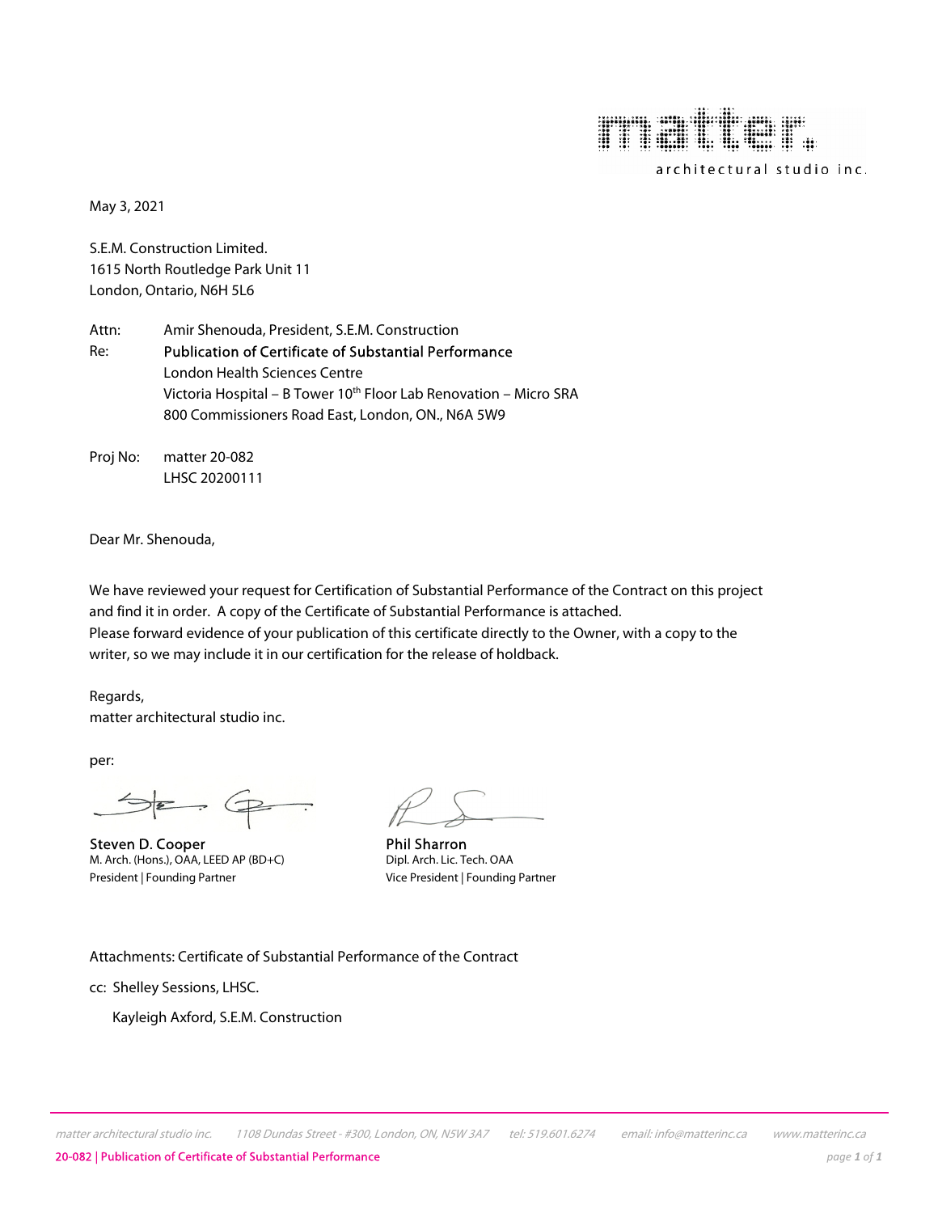matter architectural studio inc.

May 3, 2021

S.E.M. Construction Limited.
1615 North Routledge Park Unit 11
London, Ontario, N6H 5L6

Attn: Amir Shenouda, President, S.E.M. Construction
Re: **Publication of Certificate of Substantial Performance**
London Health Sciences Centre
Victoria Hospital – B Tower 10th Floor Lab Renovation – Micro SRA
800 Commissioners Road East, London, ON., N6A 5W9

Proj No: matter 20-082
LHSC 20200111

Dear Mr. Shenouda,

We have reviewed your request for Certification of Substantial Performance of the Contract on this project and find it in order. A copy of the Certificate of Substantial Performance is attached.
Please forward evidence of your publication of this certificate directly to the Owner, with a copy to the writer, so we may include it in our certification for the release of holdback.

Regards,
matter architectural studio inc.

per:

**Steven D. Cooper**
M. Arch. (Hons.), OAA, LEED AP (BD+C)
President | Founding Partner

**Phil Sharron**
Dipl. Arch. Lic. Tech. OAA
Vice President | Founding Partner

Attachments: Certificate of Substantial Performance of the Contract

cc: Shelley Sessions, LHSC.
Kayleigh Axford, S.E.M. Construction

*matter architectural studio inc. 1108 Dundas Street - #300, London, ON, N5W 3A7 tel: 519.601.6274 email: info@matterinc.ca www.matterinc.ca*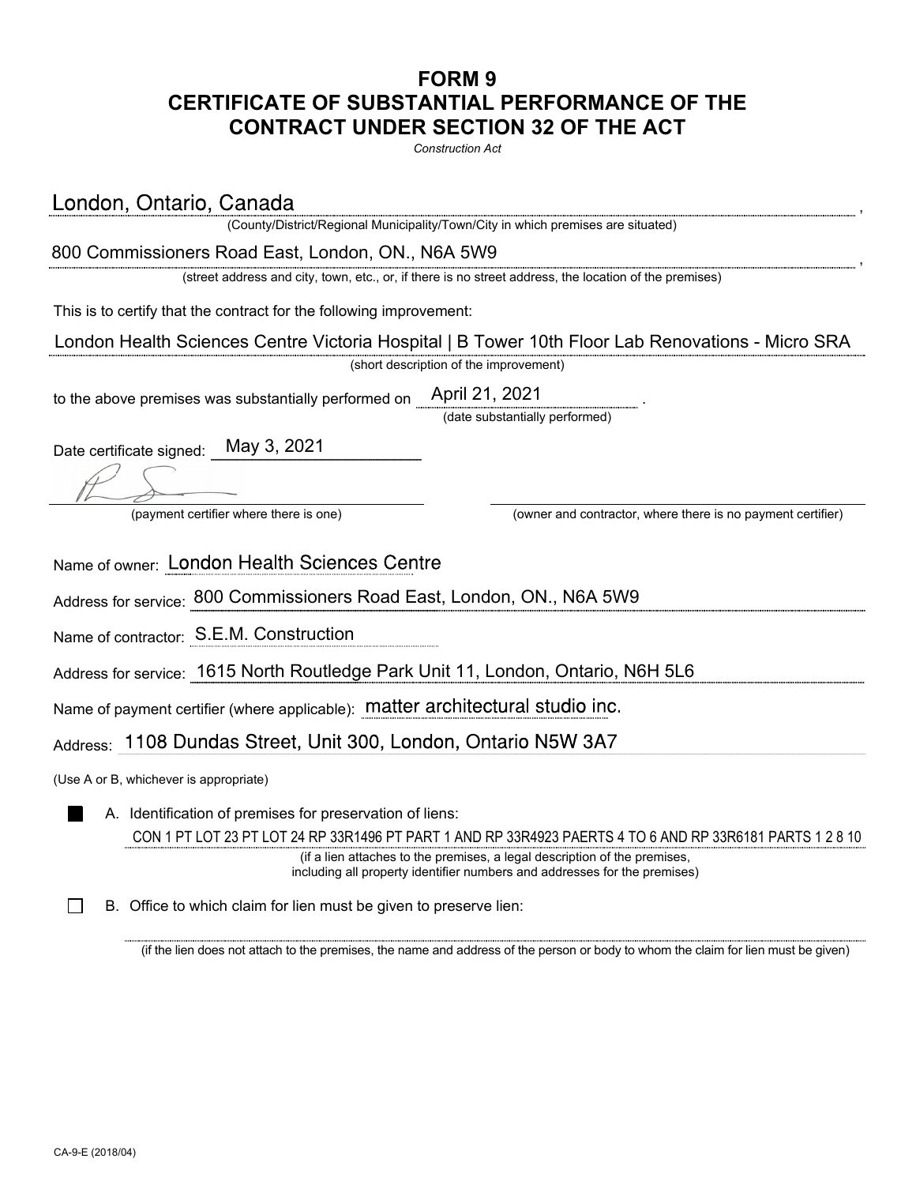# FORM 9
# CERTIFICATE OF SUBSTANTIAL PERFORMANCE OF THE CONTRACT UNDER SECTION 32 OF THE ACT

*Construction Act*

London, Ontario, Canada ,
(County/District/Regional Municipality/Town/City in which premises are situated)

800 Commissioners Road East, London, ON., N6A 5W9 ,
(street address and city, town, etc., or, if there is no street address, the location of the premises)

This is to certify that the contract for the following improvement:

London Health Sciences Centre Victoria Hospital | B Tower 10th Floor Lab Renovations - Micro SRA
(short description of the improvement)

to the above premises was substantially performed on April 21, 2021 .
(date substantially performed)

Date certificate signed: May 3, 2021

(payment certifier where there is one) (owner and contractor, where there is no payment certifier)

Name of owner: London Health Sciences Centre

Address for service: 800 Commissioners Road East, London, ON., N6A 5W9

Name of contractor: S.E.M. Construction

Address for service: 1615 North Routledge Park Unit 11, London, Ontario, N6H 5L6

Name of payment certifier (where applicable): matter architectural studio inc.

Address: 1108 Dundas Street, Unit 300, London, Ontario N5W 3A7

(Use A or B, whichever is appropriate)

- [x] A. Identification of premises for preservation of liens:
  CON 1 PT LOT 23 PT LOT 24 RP 33R1496 PT PART 1 AND RP 33R4923 PAERTS 4 TO 6 AND RP 33R6181 PARTS 1 2 8 10
  (if a lien attaches to the premises, a legal description of the premises, including all property identifier numbers and addresses for the premises)

- [ ] B. Office to which claim for lien must be given to preserve lien:
  (if the lien does not attach to the premises, the name and address of the person or body to whom the claim for lien must be given)

CA-9-E (2018/04)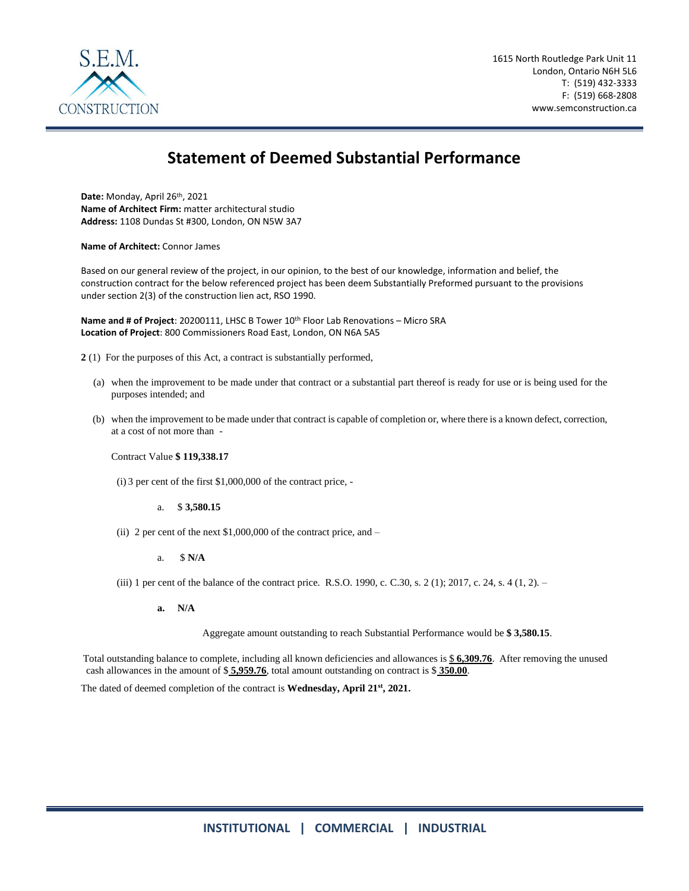S.E.M. CONSTRUCTION

1615 North Routledge Park Unit 11
London, Ontario N6H 5L6
T: (519) 432-3333
F: (519) 668-2808
www.semconstruction.ca

# Statement of Deemed Substantial Performance

**Date:** Monday, April 26th, 2021
**Name of Architect Firm:** matter architectural studio
**Address:** 1108 Dundas St #300, London, ON N5W 3A7

**Name of Architect:** Connor James

Based on our general review of the project, in our opinion, to the best of our knowledge, information and belief, the construction contract for the below referenced project has been deem Substantially Preformed pursuant to the provisions under section 2(3) of the construction lien act, RSO 1990.

**Name and # of Project**: 20200111, LHSC B Tower 10th Floor Lab Renovations – Micro SRA
**Location of Project**: 800 Commissioners Road East, London, ON N6A 5A5

**2** (1) For the purposes of this Act, a contract is substantially performed,

(a) when the improvement to be made under that contract or a substantial part thereof is ready for use or is being used for the purposes intended; and

(b) when the improvement to be made under that contract is capable of completion or, where there is a known defect, correction, at a cost of not more than -

Contract Value **$ 119,338.17**

(i) 3 per cent of the first $1,000,000 of the contract price, -

a. $ **3,580.15**

(ii) 2 per cent of the next $1,000,000 of the contract price, and –

a. $ **N/A**

(iii) 1 per cent of the balance of the contract price. R.S.O. 1990, c. C.30, s. 2 (1); 2017, c. 24, s. 4 (1, 2). –

**a. N/A**

Aggregate amount outstanding to reach Substantial Performance would be **$ 3,580.15**.

Total outstanding balance to complete, including all known deficiencies and allowances is $ **6,309.76**. After removing the unused cash allowances in the amount of $ **5,959.76**, total amount outstanding on contract is $ **350.00**.

The dated of deemed completion of the contract is **Wednesday, April 21st, 2021.**

INSTITUTIONAL | COMMERCIAL | INDUSTRIAL